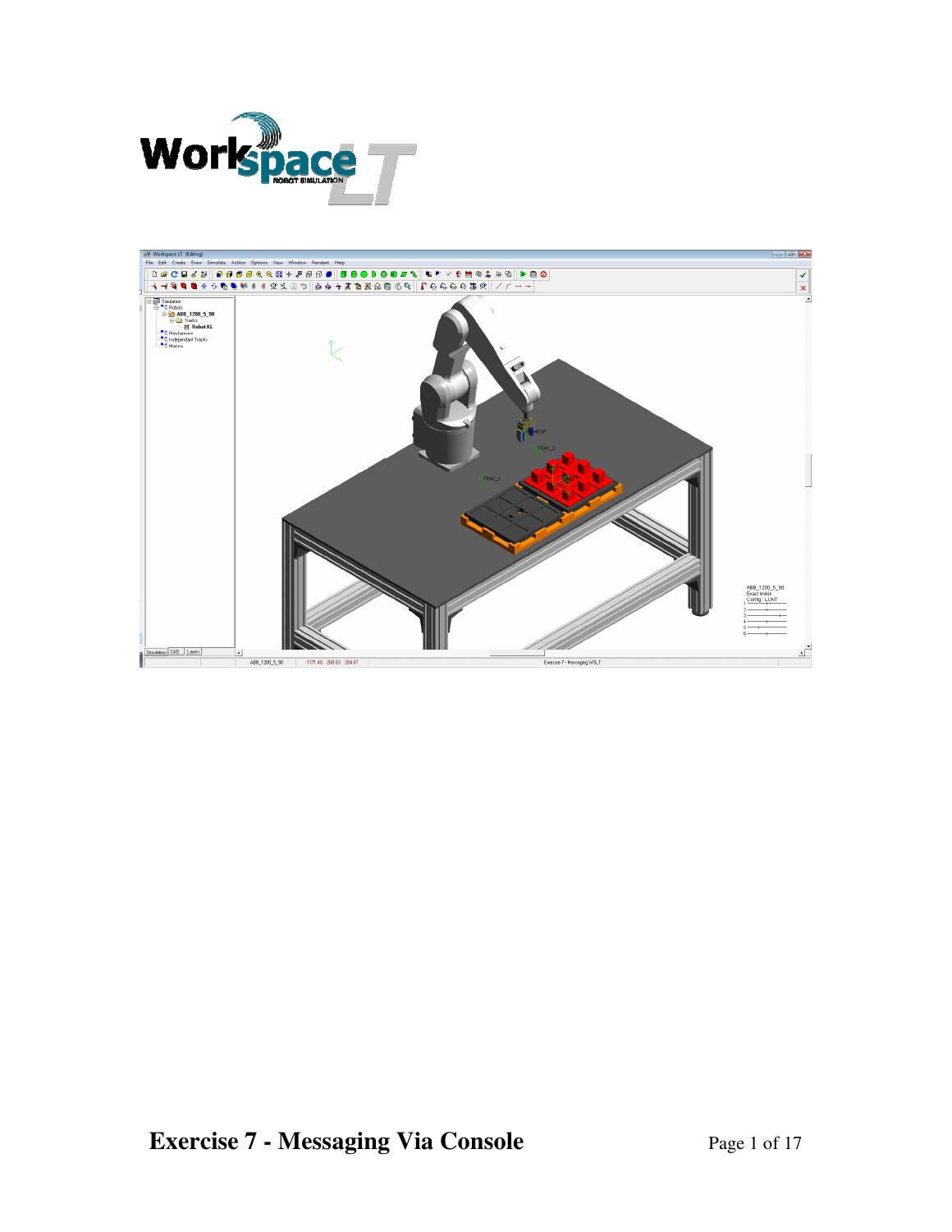# Exercise 7 - Messaging Via Console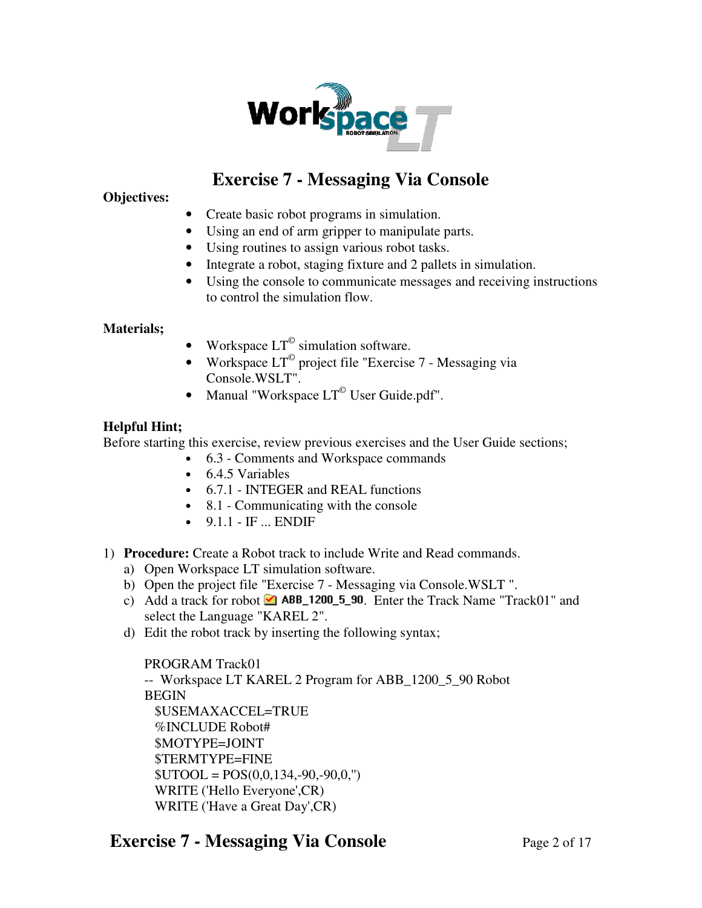# Exercise 7 - Messaging Via Console

**Objectives:**

- Create basic robot programs in simulation.
- Using an end of arm gripper to manipulate parts.
- Using routines to assign various robot tasks.
- Integrate a robot, staging fixture and 2 pallets in simulation.
- Using the console to communicate messages and receiving instructions to control the simulation flow.

**Materials;**

- Workspace LT© simulation software.
- Workspace LT© project file "Exercise 7 - Messaging via Console.WSLT".
- Manual "Workspace LT© User Guide.pdf".

**Helpful Hint;**

Before starting this exercise, review previous exercises and the User Guide sections;

- 6.3 - Comments and Workspace commands
- 6.4.5 Variables
- 6.7.1 - INTEGER and REAL functions
- 8.1 - Communicating with the console
- 9.1.1 - IF ... ENDIF

1) **Procedure:** Create a Robot track to include Write and Read commands.
   a) Open Workspace LT simulation software.
   b) Open the project file "Exercise 7 - Messaging via Console.WSLT ".
   c) Add a track for robot ABB_1200_5_90. Enter the Track Name "Track01" and select the Language "KAREL 2".
   d) Edit the robot track by inserting the following syntax;

```
PROGRAM Track01
-- Workspace LT KAREL 2 Program for ABB_1200_5_90 Robot
BEGIN
  $USEMAXACCEL=TRUE
  %INCLUDE Robot#
  $MOTYPE=JOINT
  $TERMTYPE=FINE
  $UTOOL = POS(0,0,134,-90,-90,0,'')
  WRITE ('Hello Everyone',CR)
  WRITE ('Have a Great Day',CR)
```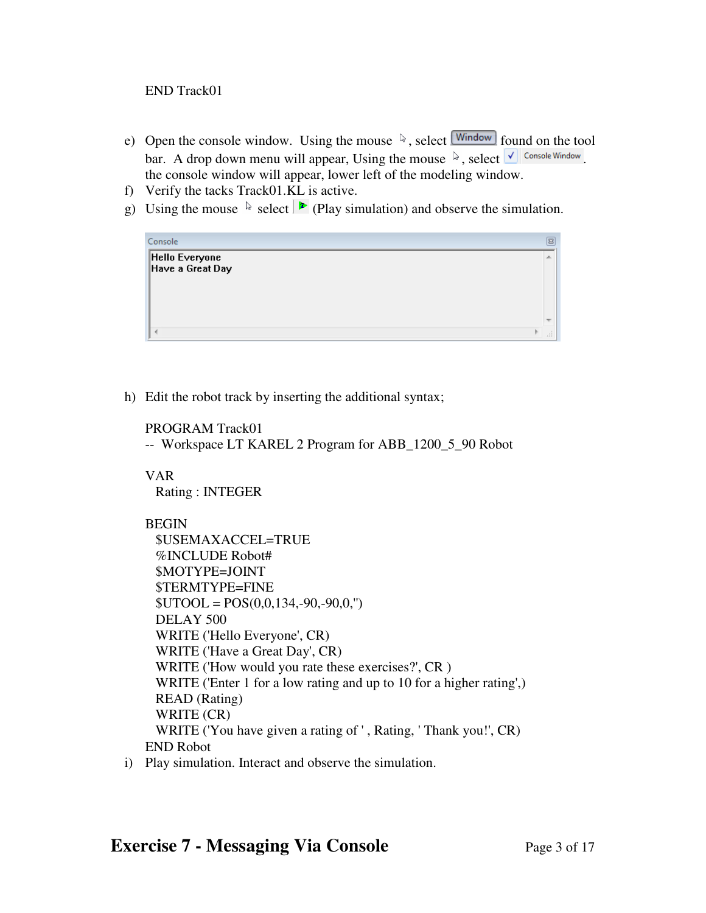END Track01

e) Open the console window. Using the mouse, select Window found on the tool bar. A drop down menu will appear, Using the mouse, select ✓ Console Window. the console window will appear, lower left of the modeling window.
f) Verify the tacks Track01.KL is active.
g) Using the mouse select (Play simulation) and observe the simulation.

```
Console
Hello Everyone
Have a Great Day
```

h) Edit the robot track by inserting the additional syntax;

```
PROGRAM Track01
-- Workspace LT KAREL 2 Program for ABB_1200_5_90 Robot

VAR
  Rating : INTEGER

BEGIN
  $USEMAXACCEL=TRUE
  %INCLUDE Robot#
  $MOTYPE=JOINT
  $TERMTYPE=FINE
  $UTOOL = POS(0,0,134,-90,-90,0,'')
  DELAY 500
  WRITE ('Hello Everyone', CR)
  WRITE ('Have a Great Day', CR)
  WRITE ('How would you rate these exercises?', CR )
  WRITE ('Enter 1 for a low rating and up to 10 for a higher rating',)
  READ (Rating)
  WRITE (CR)
  WRITE ('You have given a rating of ' , Rating, ' Thank you!', CR)
END Robot
```

i) Play simulation. Interact and observe the simulation.

**Exercise 7 - Messaging Via Console**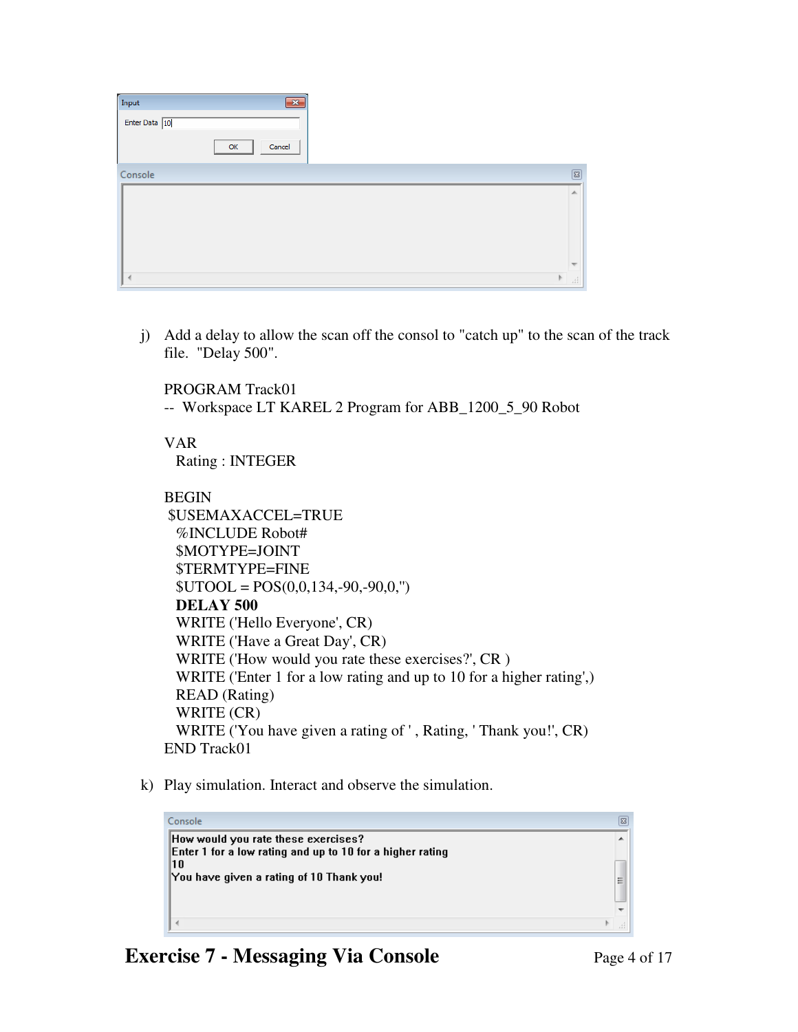Input

Enter Data 10

OK Cancel

Console

j) Add a delay to allow the scan off the consol to "catch up" to the scan of the track file. "Delay 500".

```
PROGRAM Track01
-- Workspace LT KAREL 2 Program for ABB_1200_5_90 Robot

VAR
  Rating : INTEGER

BEGIN
 $USEMAXACCEL=TRUE
  %INCLUDE Robot#
  $MOTYPE=JOINT
  $TERMTYPE=FINE
  $UTOOL = POS(0,0,134,-90,-90,0,'')
  DELAY 500
  WRITE ('Hello Everyone', CR)
  WRITE ('Have a Great Day', CR)
  WRITE ('How would you rate these exercises?', CR )
  WRITE ('Enter 1 for a low rating and up to 10 for a higher rating',)
  READ (Rating)
  WRITE (CR)
  WRITE ('You have given a rating of ' , Rating, ' Thank you!', CR)
END Track01
```

k) Play simulation. Interact and observe the simulation.

Console

```
How would you rate these exercises?
Enter 1 for a low rating and up to 10 for a higher rating
10
You have given a rating of 10 Thank you!
```

# Exercise 7 - Messaging Via Console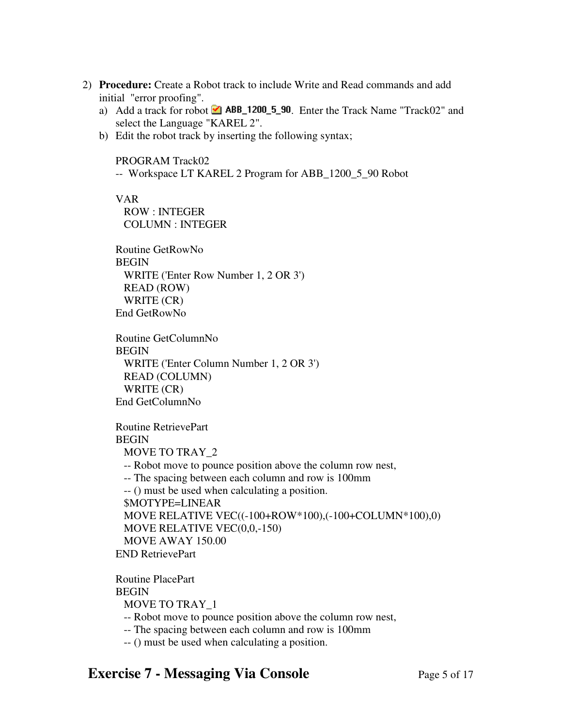2) **Procedure:** Create a Robot track to include Write and Read commands and add initial "error proofing".
   a) Add a track for robot ABB_1200_5_90. Enter the Track Name "Track02" and select the Language "KAREL 2".
   b) Edit the robot track by inserting the following syntax;

```
PROGRAM Track02
-- Workspace LT KAREL 2 Program for ABB_1200_5_90 Robot

VAR
  ROW : INTEGER
  COLUMN : INTEGER

Routine GetRowNo
BEGIN
  WRITE ('Enter Row Number 1, 2 OR 3')
  READ (ROW)
  WRITE (CR)
End GetRowNo

Routine GetColumnNo
BEGIN
  WRITE ('Enter Column Number 1, 2 OR 3')
  READ (COLUMN)
  WRITE (CR)
End GetColumnNo

Routine RetrievePart
BEGIN
  MOVE TO TRAY_2
  -- Robot move to pounce position above the column row nest,
  -- The spacing between each column and row is 100mm
  -- () must be used when calculating a position.
  $MOTYPE=LINEAR
  MOVE RELATIVE VEC((-100+ROW*100),(-100+COLUMN*100),0)
  MOVE RELATIVE VEC(0,0,-150)
  MOVE AWAY 150.00
END RetrievePart

Routine PlacePart
BEGIN
  MOVE TO TRAY_1
  -- Robot move to pounce position above the column row nest,
  -- The spacing between each column and row is 100mm
  -- () must be used when calculating a position.
```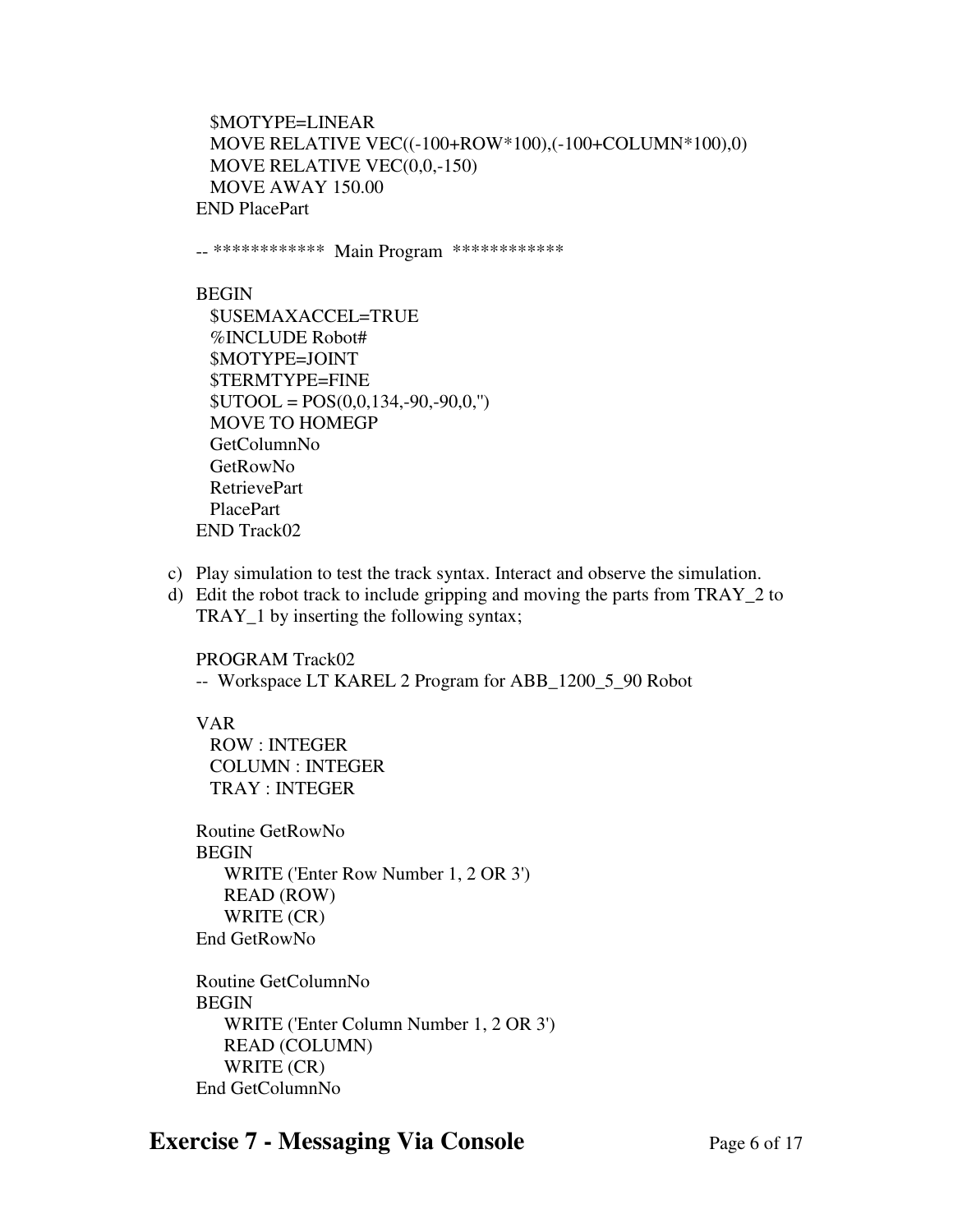```
  $MOTYPE=LINEAR
  MOVE RELATIVE VEC((-100+ROW*100),(-100+COLUMN*100),0)
  MOVE RELATIVE VEC(0,0,-150)
  MOVE AWAY 150.00
END PlacePart

-- ************  Main Program  ************

BEGIN
  $USEMAXACCEL=TRUE
  %INCLUDE Robot#
  $MOTYPE=JOINT
  $TERMTYPE=FINE
  $UTOOL = POS(0,0,134,-90,-90,0,'')
  MOVE TO HOMEGP
  GetColumnNo
  GetRowNo
  RetrievePart
  PlacePart
END Track02
```

c) Play simulation to test the track syntax. Interact and observe the simulation.
d) Edit the robot track to include gripping and moving the parts from TRAY_2 to TRAY_1 by inserting the following syntax;

```
PROGRAM Track02
--  Workspace LT KAREL 2 Program for ABB_1200_5_90 Robot

VAR
  ROW : INTEGER
  COLUMN : INTEGER
  TRAY : INTEGER

Routine GetRowNo
BEGIN
    WRITE ('Enter Row Number 1, 2 OR 3')
    READ (ROW)
    WRITE (CR)
End GetRowNo

Routine GetColumnNo
BEGIN
    WRITE ('Enter Column Number 1, 2 OR 3')
    READ (COLUMN)
    WRITE (CR)
End GetColumnNo
```

# Exercise 7 - Messaging Via Console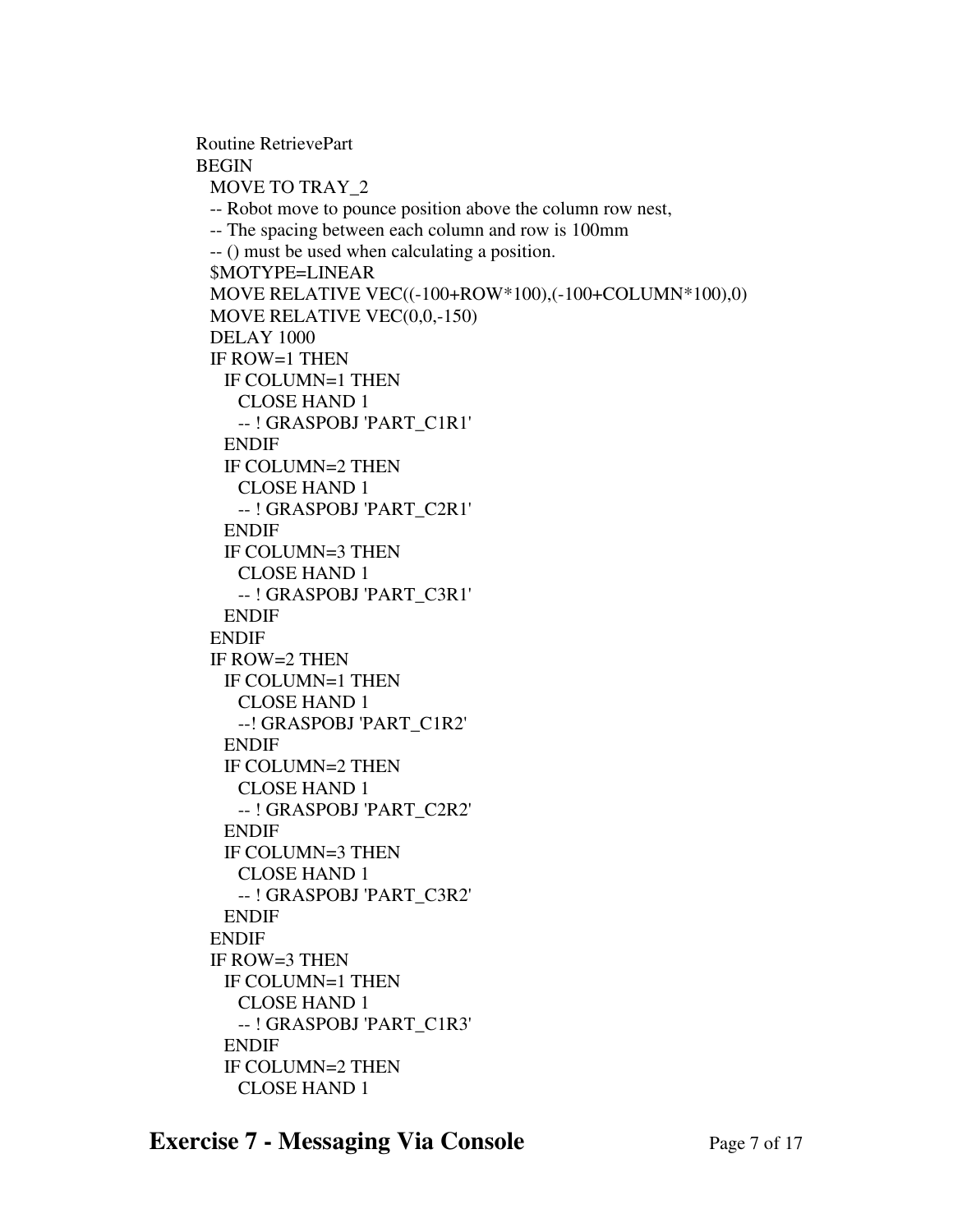```
Routine RetrievePart
BEGIN
  MOVE TO TRAY_2
  -- Robot move to pounce position above the column row nest,
  -- The spacing between each column and row is 100mm
  -- () must be used when calculating a position.
  $MOTYPE=LINEAR
  MOVE RELATIVE VEC((-100+ROW*100),(-100+COLUMN*100),0)
  MOVE RELATIVE VEC(0,0,-150)
  DELAY 1000
  IF ROW=1 THEN
    IF COLUMN=1 THEN
      CLOSE HAND 1
      -- ! GRASPOBJ 'PART_C1R1'
    ENDIF
    IF COLUMN=2 THEN
      CLOSE HAND 1
      -- ! GRASPOBJ 'PART_C2R1'
    ENDIF
    IF COLUMN=3 THEN
      CLOSE HAND 1
      -- ! GRASPOBJ 'PART_C3R1'
    ENDIF
  ENDIF
  IF ROW=2 THEN
    IF COLUMN=1 THEN
      CLOSE HAND 1
      --! GRASPOBJ 'PART_C1R2'
    ENDIF
    IF COLUMN=2 THEN
      CLOSE HAND 1
      -- ! GRASPOBJ 'PART_C2R2'
    ENDIF
    IF COLUMN=3 THEN
      CLOSE HAND 1
      -- ! GRASPOBJ 'PART_C3R2'
    ENDIF
  ENDIF
  IF ROW=3 THEN
    IF COLUMN=1 THEN
      CLOSE HAND 1
      -- ! GRASPOBJ 'PART_C1R3'
    ENDIF
    IF COLUMN=2 THEN
      CLOSE HAND 1
```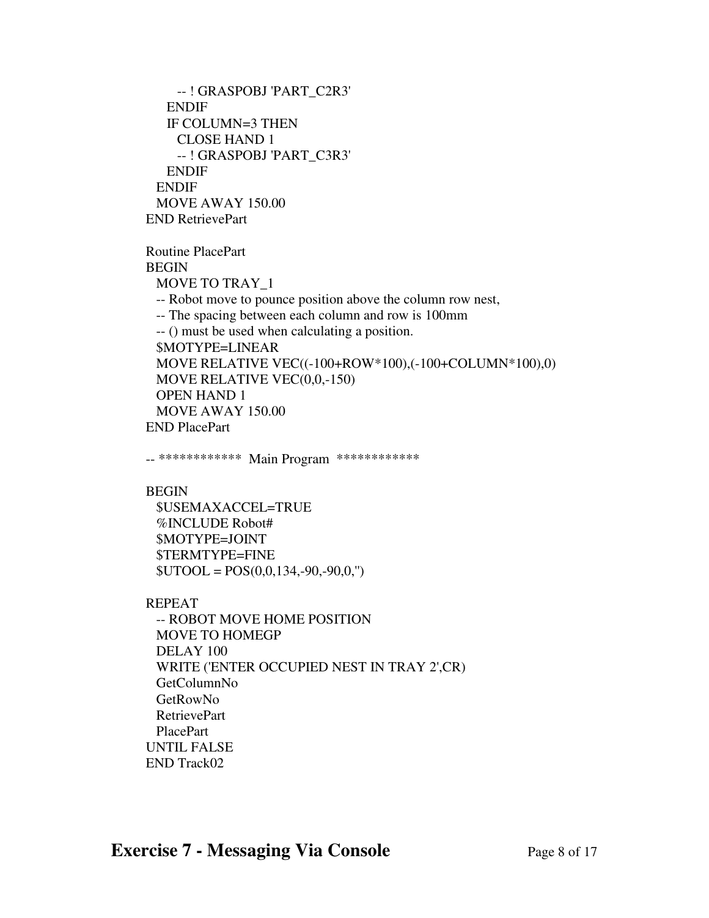```
      -- ! GRASPOBJ 'PART_C2R3'
    ENDIF
    IF COLUMN=3 THEN
      CLOSE HAND 1
      -- ! GRASPOBJ 'PART_C3R3'
    ENDIF
  ENDIF
  MOVE AWAY 150.00
END RetrievePart

Routine PlacePart
BEGIN
  MOVE TO TRAY_1
  -- Robot move to pounce position above the column row nest,
  -- The spacing between each column and row is 100mm
  -- () must be used when calculating a position.
  $MOTYPE=LINEAR
  MOVE RELATIVE VEC((-100+ROW*100),(-100+COLUMN*100),0)
  MOVE RELATIVE VEC(0,0,-150)
  OPEN HAND 1
  MOVE AWAY 150.00
END PlacePart

-- ************  Main Program  ************

BEGIN
  $USEMAXACCEL=TRUE
  %INCLUDE Robot#
  $MOTYPE=JOINT
  $TERMTYPE=FINE
  $UTOOL = POS(0,0,134,-90,-90,0,'')

REPEAT
  -- ROBOT MOVE HOME POSITION
  MOVE TO HOMEGP
  DELAY 100
  WRITE ('ENTER OCCUPIED NEST IN TRAY 2',CR)
  GetColumnNo
  GetRowNo
  RetrievePart
  PlacePart
UNTIL FALSE
END Track02
```

**Exercise 7 - Messaging Via Console**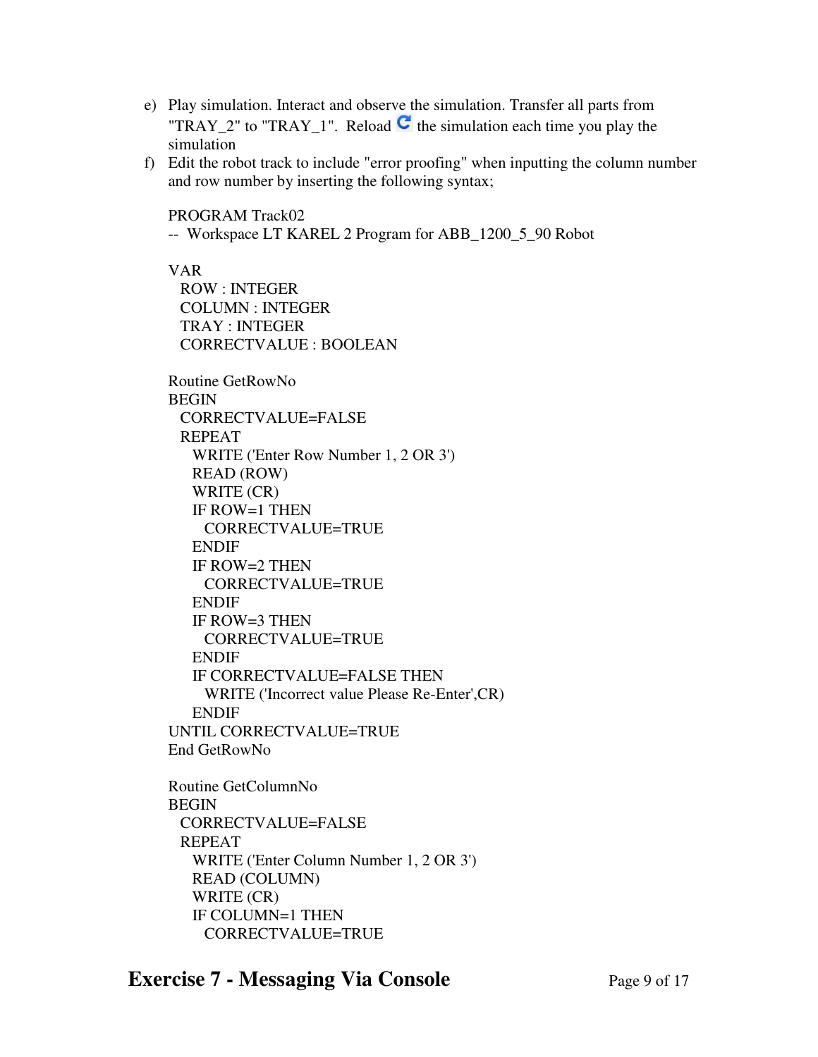e) Play simulation. Interact and observe the simulation. Transfer all parts from "TRAY_2" to "TRAY_1". Reload the simulation each time you play the simulation

f) Edit the robot track to include "error proofing" when inputting the column number and row number by inserting the following syntax;

```
PROGRAM Track02
-- Workspace LT KAREL 2 Program for ABB_1200_5_90 Robot

VAR
  ROW : INTEGER
  COLUMN : INTEGER
  TRAY : INTEGER
  CORRECTVALUE : BOOLEAN

Routine GetRowNo
BEGIN
  CORRECTVALUE=FALSE
  REPEAT
    WRITE ('Enter Row Number 1, 2 OR 3')
    READ (ROW)
    WRITE (CR)
    IF ROW=1 THEN
      CORRECTVALUE=TRUE
    ENDIF
    IF ROW=2 THEN
      CORRECTVALUE=TRUE
    ENDIF
    IF ROW=3 THEN
      CORRECTVALUE=TRUE
    ENDIF
    IF CORRECTVALUE=FALSE THEN
      WRITE ('Incorrect value Please Re-Enter',CR)
    ENDIF
UNTIL CORRECTVALUE=TRUE
End GetRowNo

Routine GetColumnNo
BEGIN
  CORRECTVALUE=FALSE
  REPEAT
    WRITE ('Enter Column Number 1, 2 OR 3')
    READ (COLUMN)
    WRITE (CR)
    IF COLUMN=1 THEN
      CORRECTVALUE=TRUE
```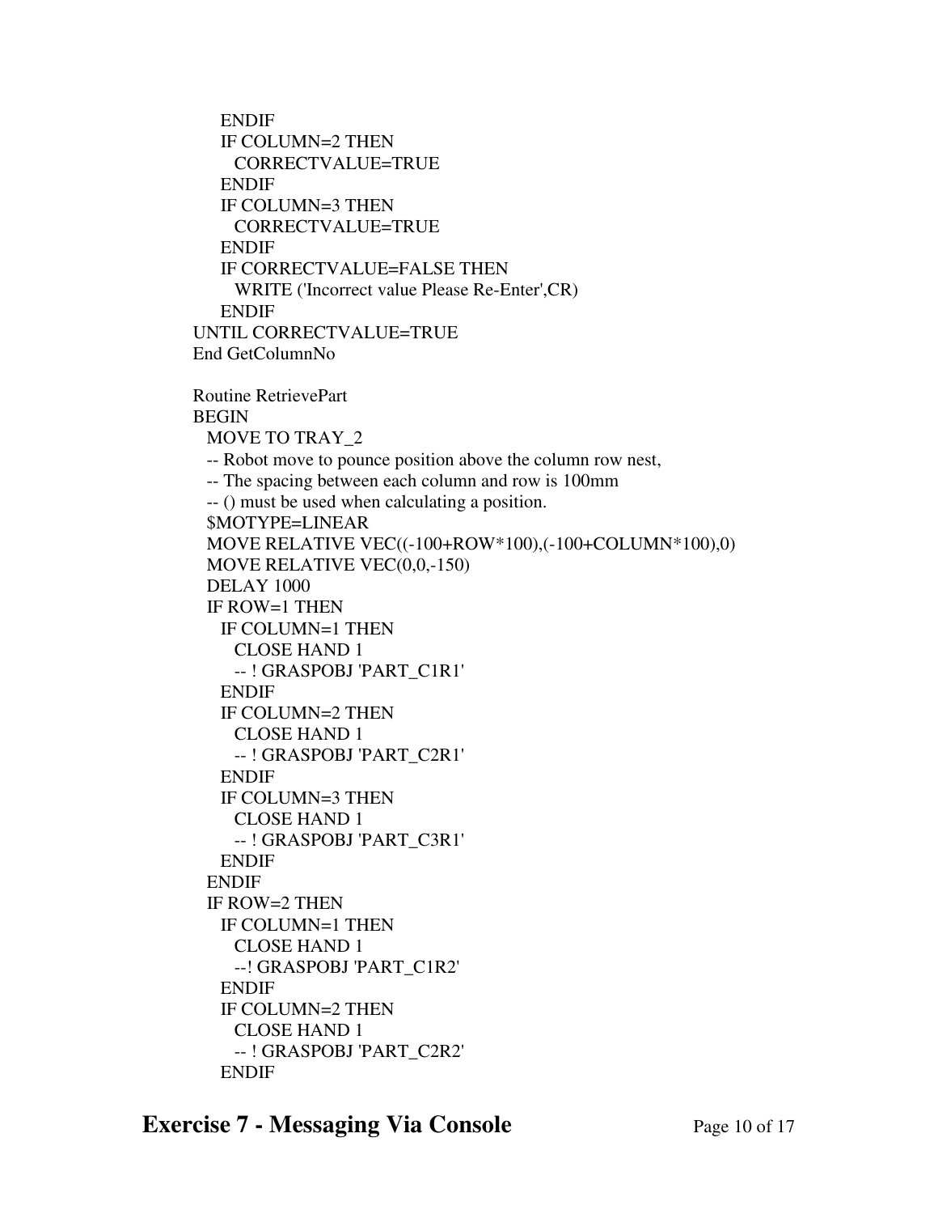```
    ENDIF
    IF COLUMN=2 THEN
      CORRECTVALUE=TRUE
    ENDIF
    IF COLUMN=3 THEN
      CORRECTVALUE=TRUE
    ENDIF
    IF CORRECTVALUE=FALSE THEN
      WRITE ('Incorrect value Please Re-Enter',CR)
    ENDIF
UNTIL CORRECTVALUE=TRUE
End GetColumnNo

Routine RetrievePart
BEGIN
  MOVE TO TRAY_2
  -- Robot move to pounce position above the column row nest,
  -- The spacing between each column and row is 100mm
  -- () must be used when calculating a position.
  $MOTYPE=LINEAR
  MOVE RELATIVE VEC((-100+ROW*100),(-100+COLUMN*100),0)
  MOVE RELATIVE VEC(0,0,-150)
  DELAY 1000
  IF ROW=1 THEN
    IF COLUMN=1 THEN
      CLOSE HAND 1
      -- ! GRASPOBJ 'PART_C1R1'
    ENDIF
    IF COLUMN=2 THEN
      CLOSE HAND 1
      -- ! GRASPOBJ 'PART_C2R1'
    ENDIF
    IF COLUMN=3 THEN
      CLOSE HAND 1
      -- ! GRASPOBJ 'PART_C3R1'
    ENDIF
  ENDIF
  IF ROW=2 THEN
    IF COLUMN=1 THEN
      CLOSE HAND 1
      --! GRASPOBJ 'PART_C1R2'
    ENDIF
    IF COLUMN=2 THEN
      CLOSE HAND 1
      -- ! GRASPOBJ 'PART_C2R2'
    ENDIF
```

# Exercise 7 - Messaging Via Console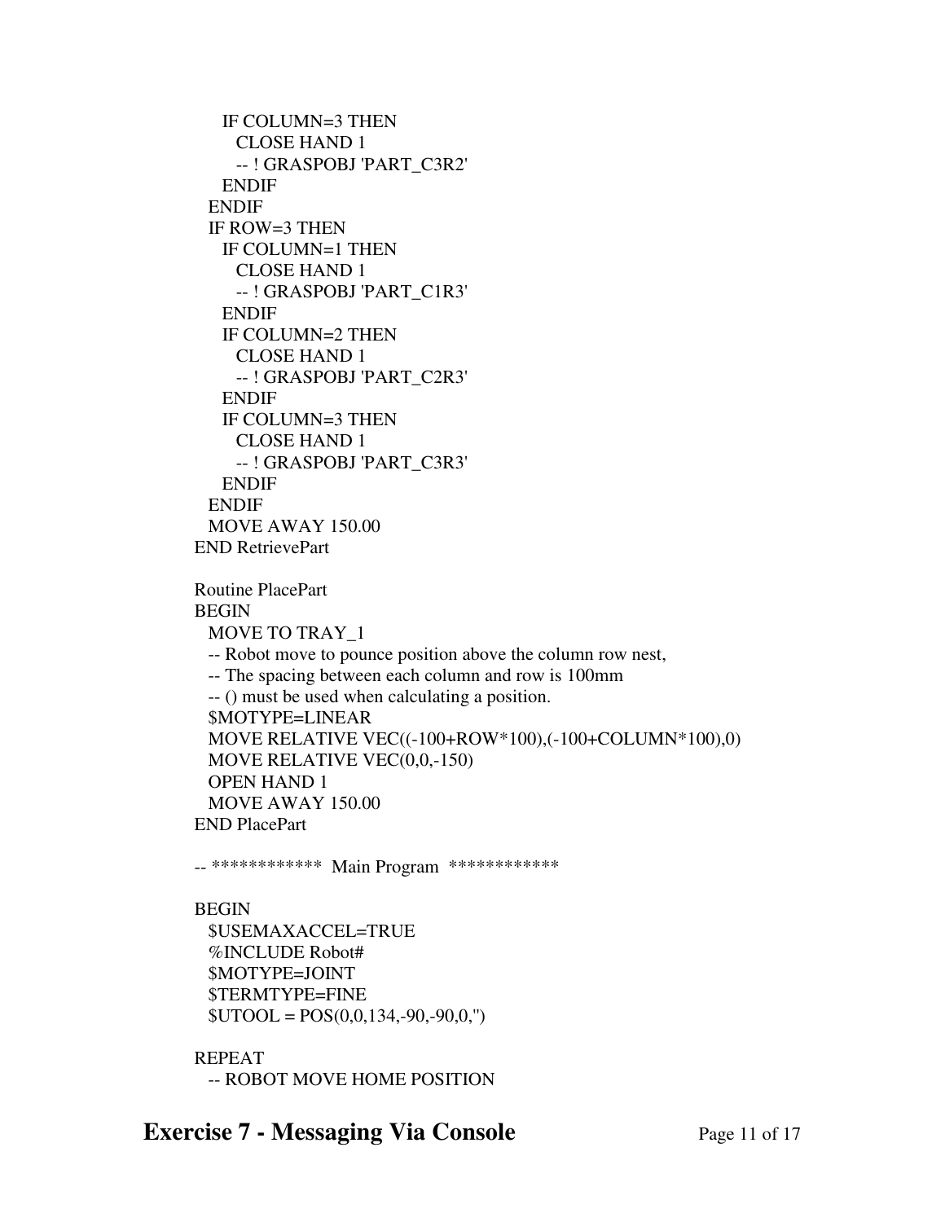```
    IF COLUMN=3 THEN
      CLOSE HAND 1
      -- ! GRASPOBJ 'PART_C3R2'
    ENDIF
  ENDIF
  IF ROW=3 THEN
    IF COLUMN=1 THEN
      CLOSE HAND 1
      -- ! GRASPOBJ 'PART_C1R3'
    ENDIF
    IF COLUMN=2 THEN
      CLOSE HAND 1
      -- ! GRASPOBJ 'PART_C2R3'
    ENDIF
    IF COLUMN=3 THEN
      CLOSE HAND 1
      -- ! GRASPOBJ 'PART_C3R3'
    ENDIF
  ENDIF
  MOVE AWAY 150.00
END RetrievePart

Routine PlacePart
BEGIN
  MOVE TO TRAY_1
  -- Robot move to pounce position above the column row nest,
  -- The spacing between each column and row is 100mm
  -- () must be used when calculating a position.
  $MOTYPE=LINEAR
  MOVE RELATIVE VEC((-100+ROW*100),(-100+COLUMN*100),0)
  MOVE RELATIVE VEC(0,0,-150)
  OPEN HAND 1
  MOVE AWAY 150.00
END PlacePart

-- ************  Main Program  ************

BEGIN
  $USEMAXACCEL=TRUE
  %INCLUDE Robot#
  $MOTYPE=JOINT
  $TERMTYPE=FINE
  $UTOOL = POS(0,0,134,-90,-90,0,'')

REPEAT
  -- ROBOT MOVE HOME POSITION
```

**Exercise 7 - Messaging Via Console**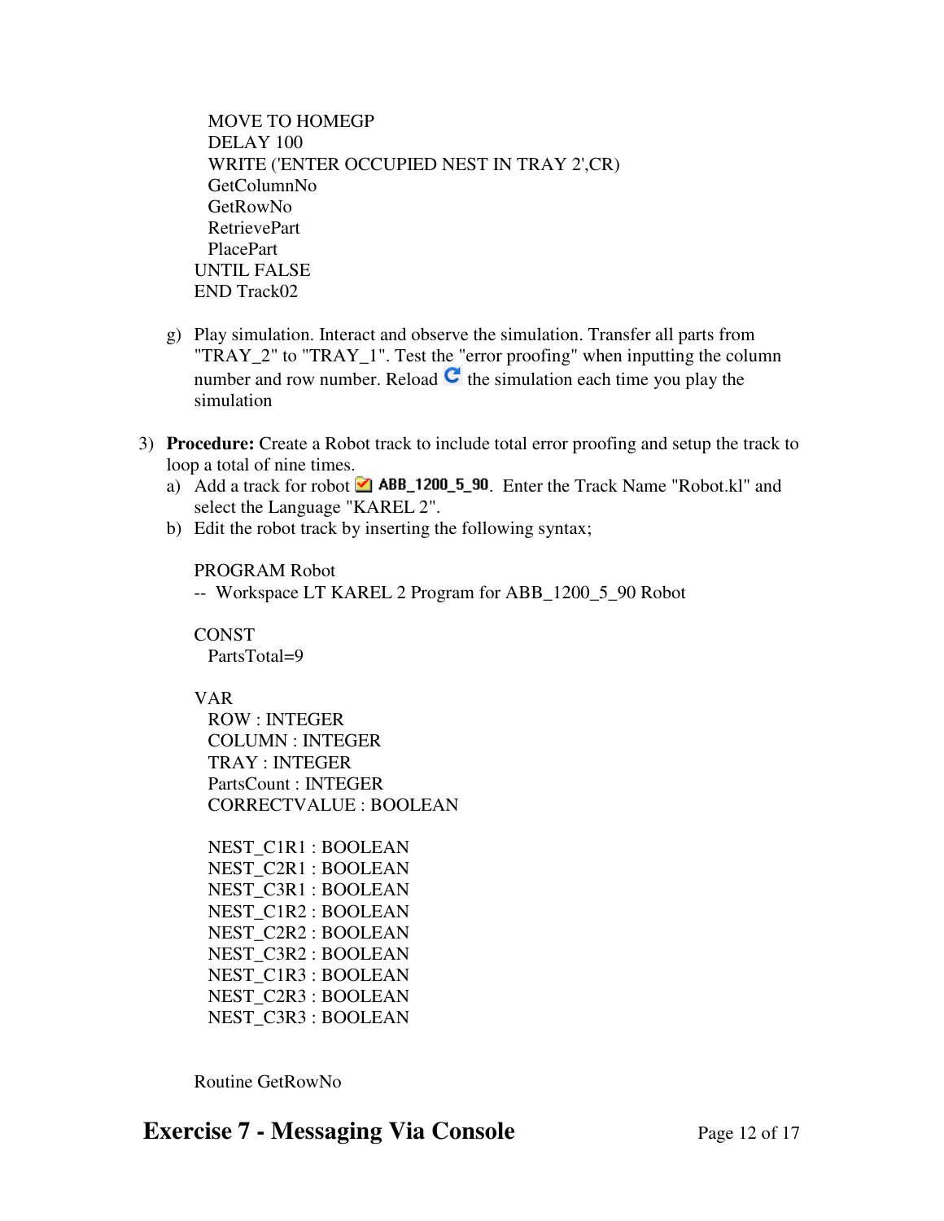```
  MOVE TO HOMEGP
  DELAY 100
  WRITE ('ENTER OCCUPIED NEST IN TRAY 2',CR)
  GetColumnNo
  GetRowNo
  RetrievePart
  PlacePart
UNTIL FALSE
END Track02
```

g) Play simulation. Interact and observe the simulation. Transfer all parts from "TRAY_2" to "TRAY_1". Test the "error proofing" when inputting the column number and row number. Reload the simulation each time you play the simulation

3) **Procedure:** Create a Robot track to include total error proofing and setup the track to loop a total of nine times.
   a) Add a track for robot ABB_1200_5_90. Enter the Track Name "Robot.kl" and select the Language "KAREL 2".
   b) Edit the robot track by inserting the following syntax;

```
PROGRAM Robot
-- Workspace LT KAREL 2 Program for ABB_1200_5_90 Robot

CONST
  PartsTotal=9

VAR
  ROW : INTEGER
  COLUMN : INTEGER
  TRAY : INTEGER
  PartsCount : INTEGER
  CORRECTVALUE : BOOLEAN

  NEST_C1R1 : BOOLEAN
  NEST_C2R1 : BOOLEAN
  NEST_C3R1 : BOOLEAN
  NEST_C1R2 : BOOLEAN
  NEST_C2R2 : BOOLEAN
  NEST_C3R2 : BOOLEAN
  NEST_C1R3 : BOOLEAN
  NEST_C2R3 : BOOLEAN
  NEST_C3R3 : BOOLEAN


Routine GetRowNo
```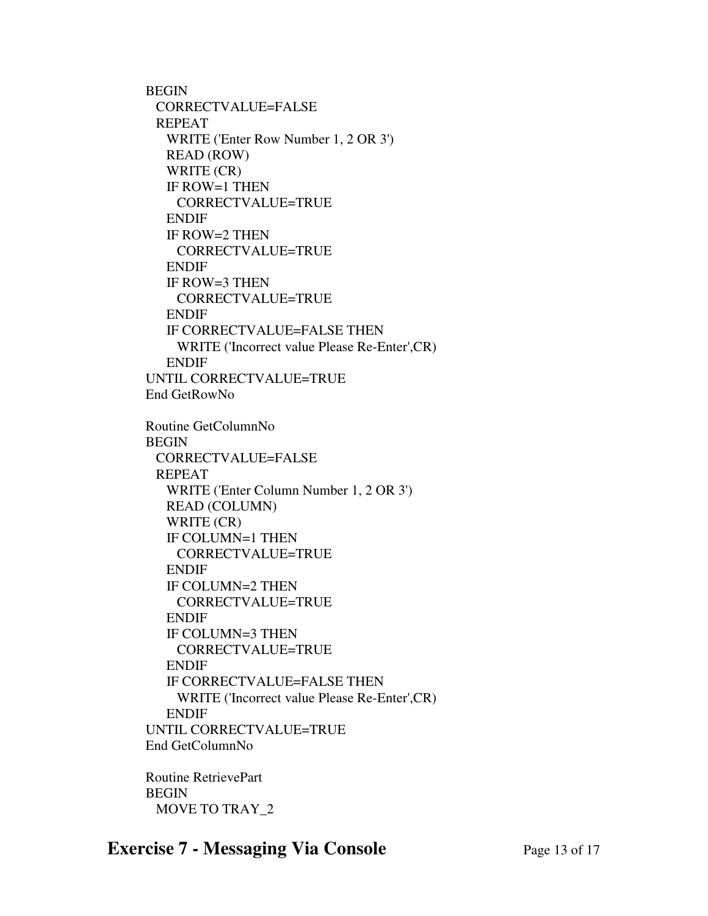```
BEGIN
  CORRECTVALUE=FALSE
  REPEAT
    WRITE ('Enter Row Number 1, 2 OR 3')
    READ (ROW)
    WRITE (CR)
    IF ROW=1 THEN
      CORRECTVALUE=TRUE
    ENDIF
    IF ROW=2 THEN
      CORRECTVALUE=TRUE
    ENDIF
    IF ROW=3 THEN
      CORRECTVALUE=TRUE
    ENDIF
    IF CORRECTVALUE=FALSE THEN
      WRITE ('Incorrect value Please Re-Enter',CR)
    ENDIF
UNTIL CORRECTVALUE=TRUE
End GetRowNo

Routine GetColumnNo
BEGIN
  CORRECTVALUE=FALSE
  REPEAT
    WRITE ('Enter Column Number 1, 2 OR 3')
    READ (COLUMN)
    WRITE (CR)
    IF COLUMN=1 THEN
      CORRECTVALUE=TRUE
    ENDIF
    IF COLUMN=2 THEN
      CORRECTVALUE=TRUE
    ENDIF
    IF COLUMN=3 THEN
      CORRECTVALUE=TRUE
    ENDIF
    IF CORRECTVALUE=FALSE THEN
      WRITE ('Incorrect value Please Re-Enter',CR)
    ENDIF
UNTIL CORRECTVALUE=TRUE
End GetColumnNo

Routine RetrievePart
BEGIN
  MOVE TO TRAY_2
```

# Exercise 7 - Messaging Via Console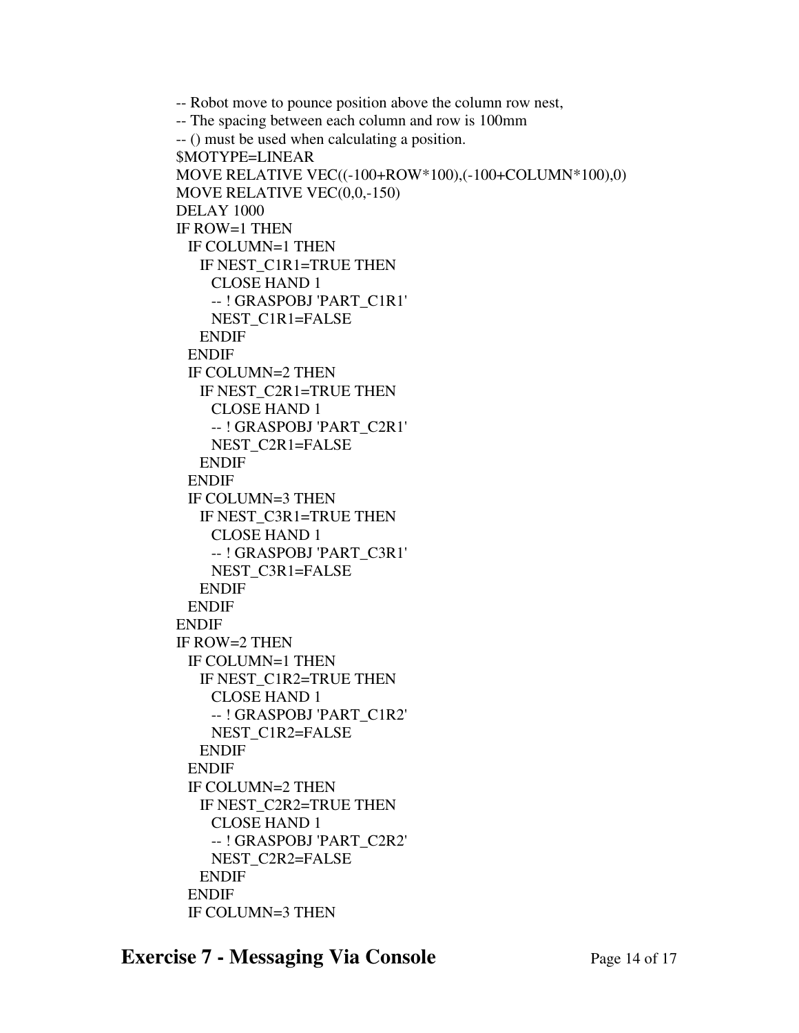```
-- Robot move to pounce position above the column row nest,
-- The spacing between each column and row is 100mm
-- () must be used when calculating a position.
$MOTYPE=LINEAR
MOVE RELATIVE VEC((-100+ROW*100),(-100+COLUMN*100),0)
MOVE RELATIVE VEC(0,0,-150)
DELAY 1000
IF ROW=1 THEN
  IF COLUMN=1 THEN
    IF NEST_C1R1=TRUE THEN
      CLOSE HAND 1
      -- ! GRASPOBJ 'PART_C1R1'
      NEST_C1R1=FALSE
    ENDIF
  ENDIF
  IF COLUMN=2 THEN
    IF NEST_C2R1=TRUE THEN
      CLOSE HAND 1
      -- ! GRASPOBJ 'PART_C2R1'
      NEST_C2R1=FALSE
    ENDIF
  ENDIF
  IF COLUMN=3 THEN
    IF NEST_C3R1=TRUE THEN
      CLOSE HAND 1
      -- ! GRASPOBJ 'PART_C3R1'
      NEST_C3R1=FALSE
    ENDIF
  ENDIF
ENDIF
IF ROW=2 THEN
  IF COLUMN=1 THEN
    IF NEST_C1R2=TRUE THEN
      CLOSE HAND 1
      -- ! GRASPOBJ 'PART_C1R2'
      NEST_C1R2=FALSE
    ENDIF
  ENDIF
  IF COLUMN=2 THEN
    IF NEST_C2R2=TRUE THEN
      CLOSE HAND 1
      -- ! GRASPOBJ 'PART_C2R2'
      NEST_C2R2=FALSE
    ENDIF
  ENDIF
  IF COLUMN=3 THEN
```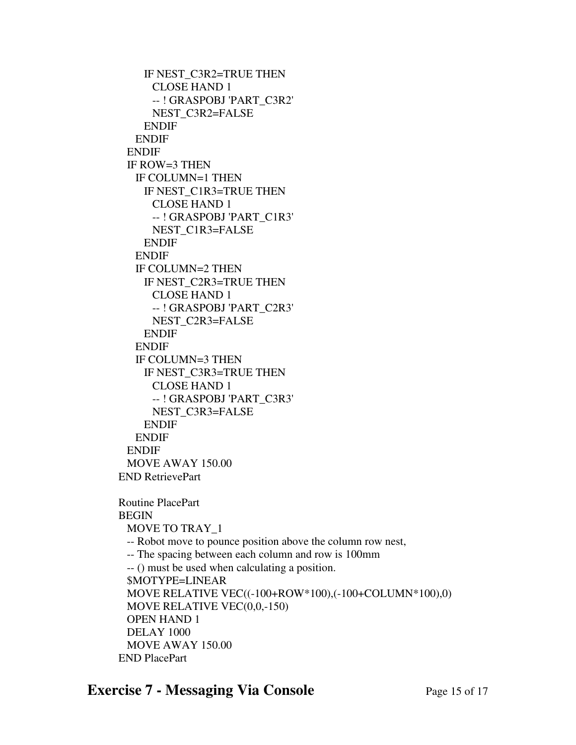```
      IF NEST_C3R2=TRUE THEN
        CLOSE HAND 1
        -- ! GRASPOBJ 'PART_C3R2'
        NEST_C3R2=FALSE
      ENDIF
    ENDIF
  ENDIF
  IF ROW=3 THEN
    IF COLUMN=1 THEN
      IF NEST_C1R3=TRUE THEN
        CLOSE HAND 1
        -- ! GRASPOBJ 'PART_C1R3'
        NEST_C1R3=FALSE
      ENDIF
    ENDIF
    IF COLUMN=2 THEN
      IF NEST_C2R3=TRUE THEN
        CLOSE HAND 1
        -- ! GRASPOBJ 'PART_C2R3'
        NEST_C2R3=FALSE
      ENDIF
    ENDIF
    IF COLUMN=3 THEN
      IF NEST_C3R3=TRUE THEN
        CLOSE HAND 1
        -- ! GRASPOBJ 'PART_C3R3'
        NEST_C3R3=FALSE
      ENDIF
    ENDIF
  ENDIF
  MOVE AWAY 150.00
END RetrievePart

Routine PlacePart
BEGIN
  MOVE TO TRAY_1
  -- Robot move to pounce position above the column row nest,
  -- The spacing between each column and row is 100mm
  -- () must be used when calculating a position.
  $MOTYPE=LINEAR
  MOVE RELATIVE VEC((-100+ROW*100),(-100+COLUMN*100),0)
  MOVE RELATIVE VEC(0,0,-150)
  OPEN HAND 1
  DELAY 1000
  MOVE AWAY 150.00
END PlacePart
```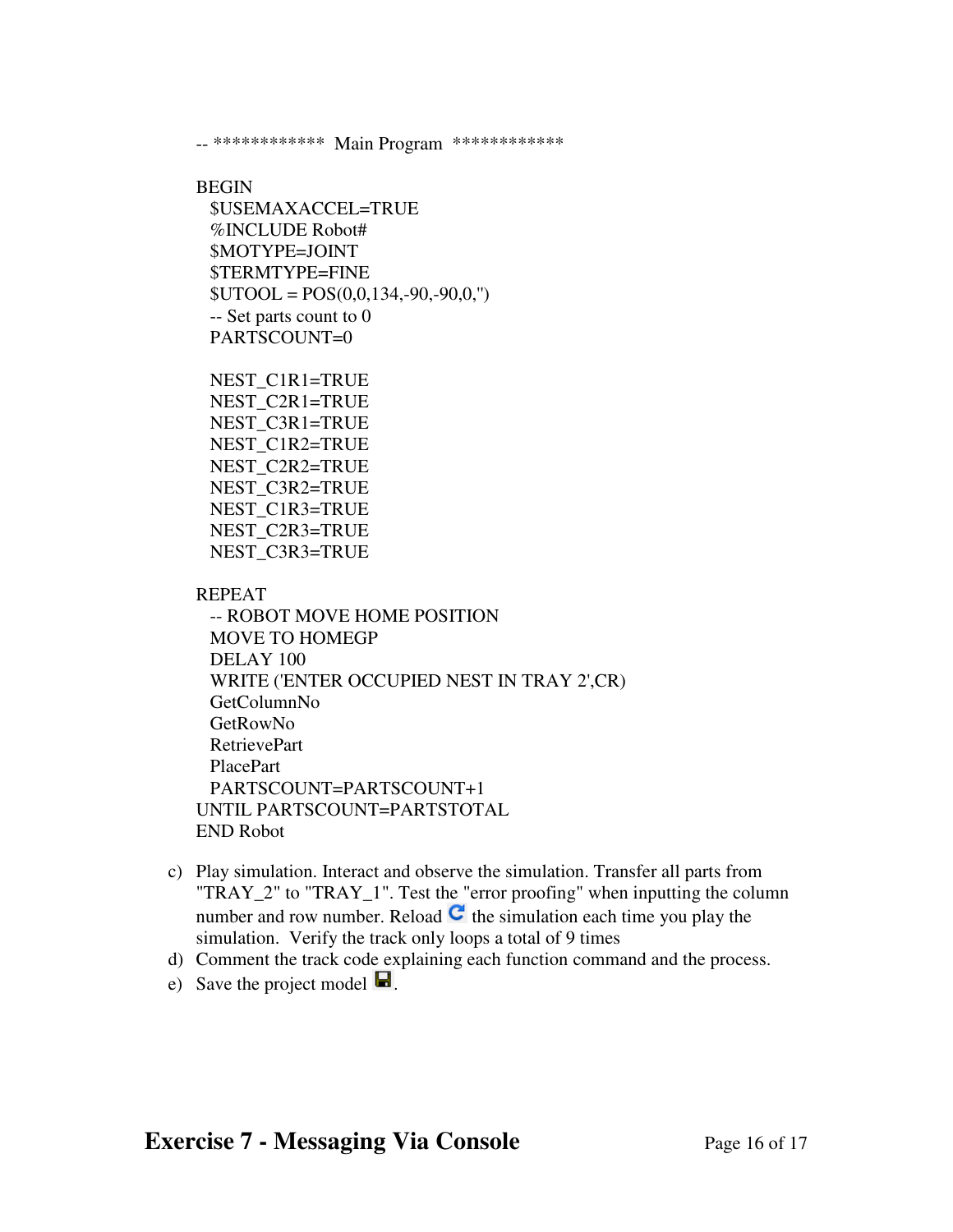```
-- ************ Main Program ************

BEGIN
  $USEMAXACCEL=TRUE
  %INCLUDE Robot#
  $MOTYPE=JOINT
  $TERMTYPE=FINE
  $UTOOL = POS(0,0,134,-90,-90,0,'')
  -- Set parts count to 0
  PARTSCOUNT=0

  NEST_C1R1=TRUE
  NEST_C2R1=TRUE
  NEST_C3R1=TRUE
  NEST_C1R2=TRUE
  NEST_C2R2=TRUE
  NEST_C3R2=TRUE
  NEST_C1R3=TRUE
  NEST_C2R3=TRUE
  NEST_C3R3=TRUE

REPEAT
  -- ROBOT MOVE HOME POSITION
  MOVE TO HOMEGP
  DELAY 100
  WRITE ('ENTER OCCUPIED NEST IN TRAY 2',CR)
  GetColumnNo
  GetRowNo
  RetrievePart
  PlacePart
  PARTSCOUNT=PARTSCOUNT+1
UNTIL PARTSCOUNT=PARTSTOTAL
END Robot
```

c) Play simulation. Interact and observe the simulation. Transfer all parts from "TRAY_2" to "TRAY_1". Test the "error proofing" when inputting the column number and row number. Reload the simulation each time you play the simulation. Verify the track only loops a total of 9 times
d) Comment the track code explaining each function command and the process.
e) Save the project model .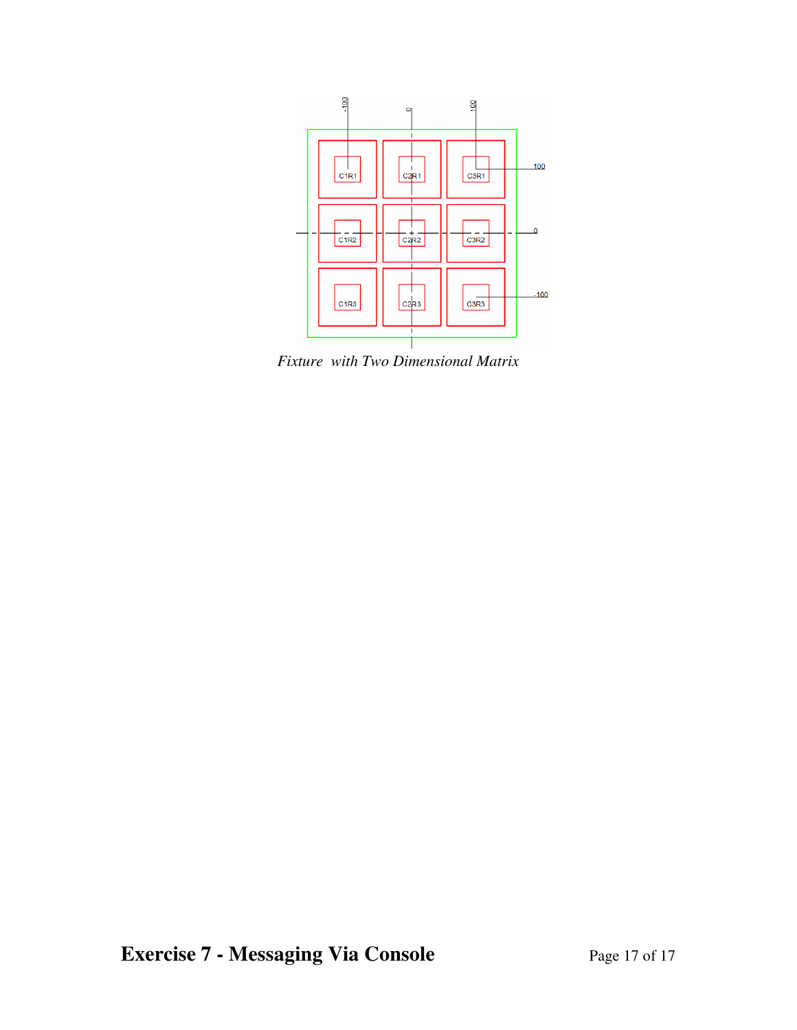-100

0

100

C1R1

C2R1

C3R1

100

C1R2

C2R2

C3R2

0

C1R3

C2R3

C3R3

-100

*Fixture with Two Dimensional Matrix*